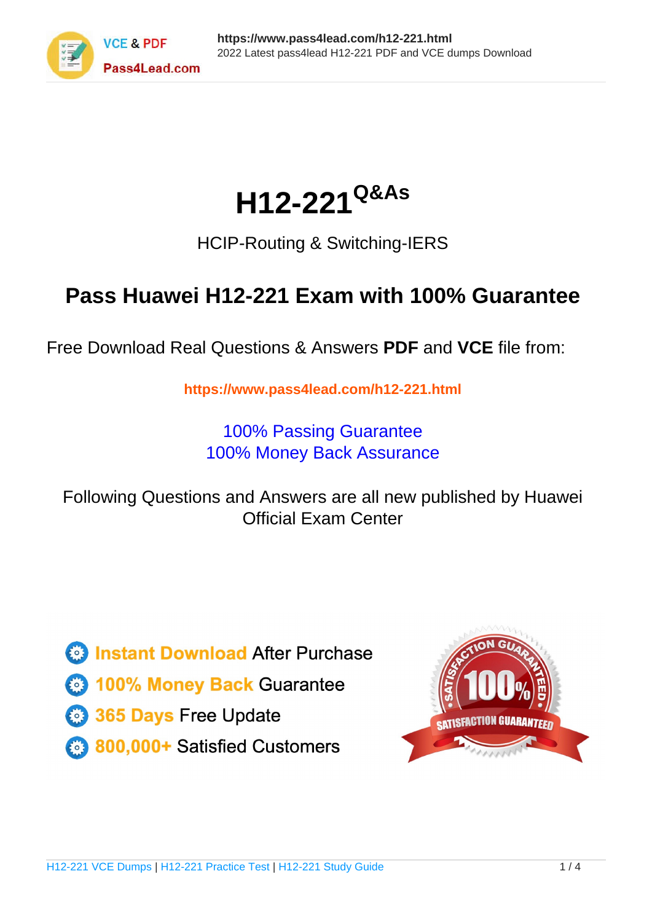# H12-221^Q&As

HCIP-Routing & Switching-IERS

## Pass Huawei H12-221 Exam with 100% Guarantee

Free Download Real Questions & Answers **PDF** and **VCE** file from:

**https://www.pass4lead.com/h12-221.html**

100% Passing Guarantee
100% Money Back Assurance

Following Questions and Answers are all new published by Huawei Official Exam Center

- **Instant Download** After Purchase
- **100% Money Back** Guarantee
- **365 Days** Free Update
- **800,000+** Satisfied Customers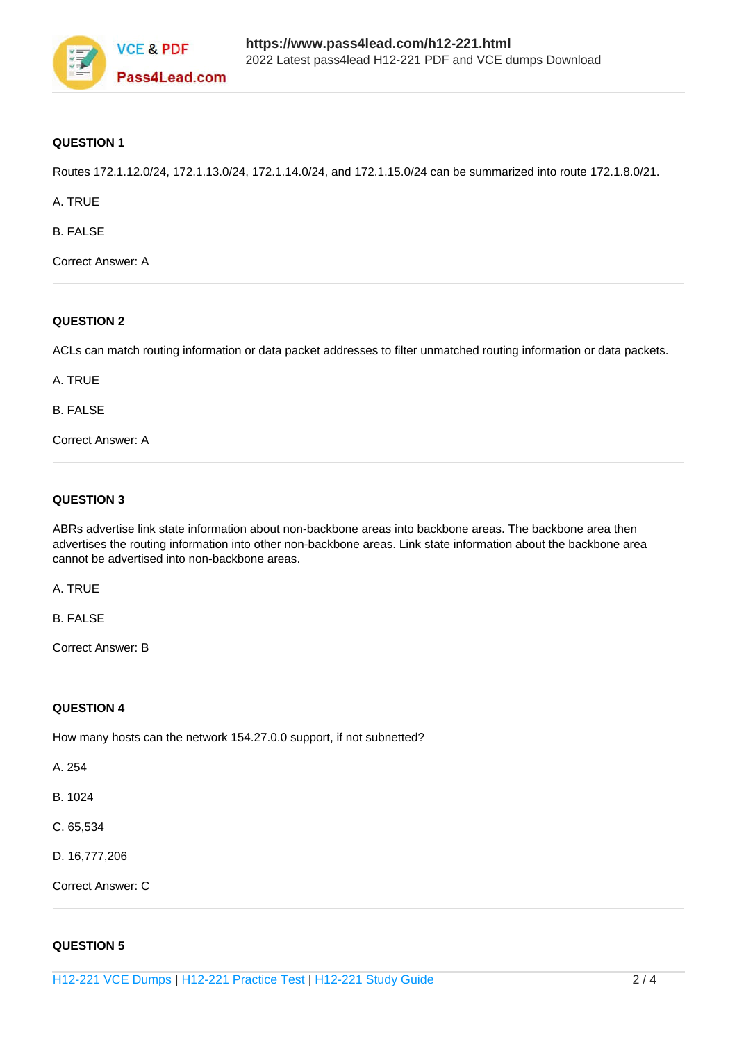**QUESTION 1**

Routes 172.1.12.0/24, 172.1.13.0/24, 172.1.14.0/24, and 172.1.15.0/24 can be summarized into route 172.1.8.0/21.

A. TRUE

B. FALSE

Correct Answer: A

**QUESTION 2**

ACLs can match routing information or data packet addresses to filter unmatched routing information or data packets.

A. TRUE

B. FALSE

Correct Answer: A

**QUESTION 3**

ABRs advertise link state information about non-backbone areas into backbone areas. The backbone area then advertises the routing information into other non-backbone areas. Link state information about the backbone area cannot be advertised into non-backbone areas.

A. TRUE

B. FALSE

Correct Answer: B

**QUESTION 4**

How many hosts can the network 154.27.0.0 support, if not subnetted?

A. 254

B. 1024

C. 65,534

D. 16,777,206

Correct Answer: C

**QUESTION 5**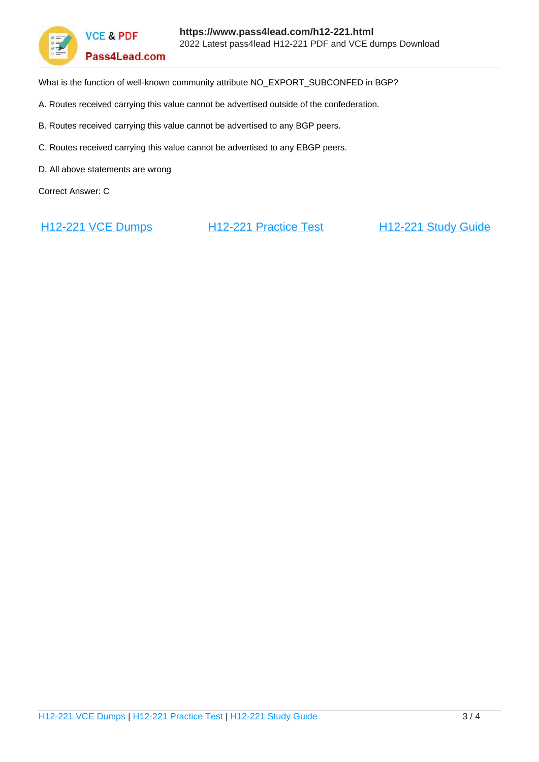What is the function of well-known community attribute NO_EXPORT_SUBCONFED in BGP?

A. Routes received carrying this value cannot be advertised outside of the confederation.

B. Routes received carrying this value cannot be advertised to any BGP peers.

C. Routes received carrying this value cannot be advertised to any EBGP peers.

D. All above statements are wrong

Correct Answer: C

[H12-221 VCE Dumps](https://www.pass4lead.com/h12-221.html) [H12-221 Practice Test](https://www.pass4lead.com/h12-221.html) [H12-221 Study Guide](https://www.pass4lead.com/h12-221.html)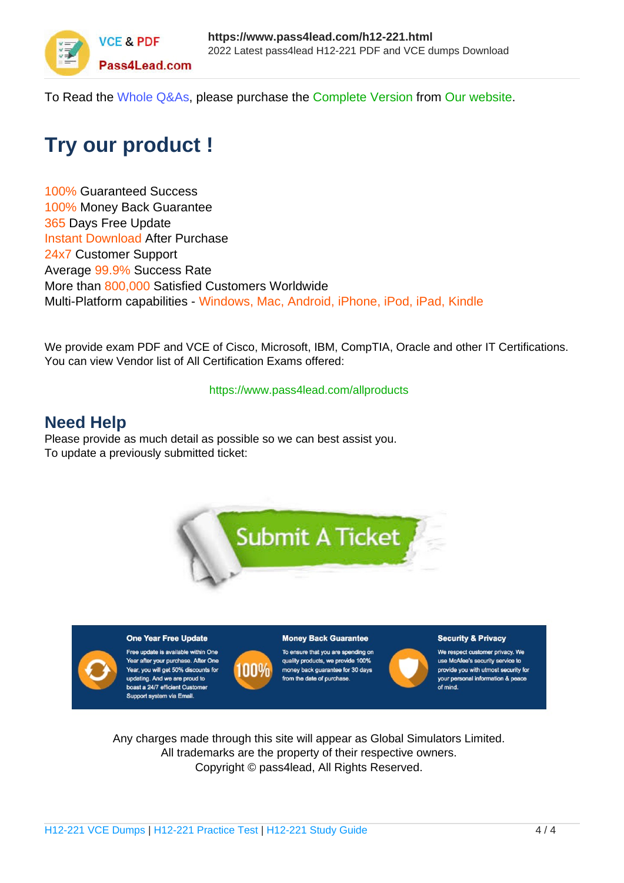To Read the Whole Q&As, please purchase the Complete Version from Our website.

# Try our product !

100% Guaranteed Success
100% Money Back Guarantee
365 Days Free Update
Instant Download After Purchase
24x7 Customer Support
Average 99.9% Success Rate
More than 800,000 Satisfied Customers Worldwide
Multi-Platform capabilities - Windows, Mac, Android, iPhone, iPod, iPad, Kindle

We provide exam PDF and VCE of Cisco, Microsoft, IBM, CompTIA, Oracle and other IT Certifications.
You can view Vendor list of All Certification Exams offered:

https://www.pass4lead.com/allproducts

## Need Help

Please provide as much detail as possible so we can best assist you.
To update a previously submitted ticket:

Submit A Ticket

**One Year Free Update**
Free update is available within One Year after your purchase. After One Year, you will get 50% discounts for updating. And we are proud to boast a 24/7 efficient Customer Support system via Email.

**Money Back Guarantee**
To ensure that you are spending on quality products, we provide 100% money back guarantee for 30 days from the date of purchase.

**Security & Privacy**
We respect customer privacy. We use McAfee's security service to provide you with utmost security for your personal information & peace of mind.

Any charges made through this site will appear as Global Simulators Limited.
All trademarks are the property of their respective owners.
Copyright © pass4lead, All Rights Reserved.